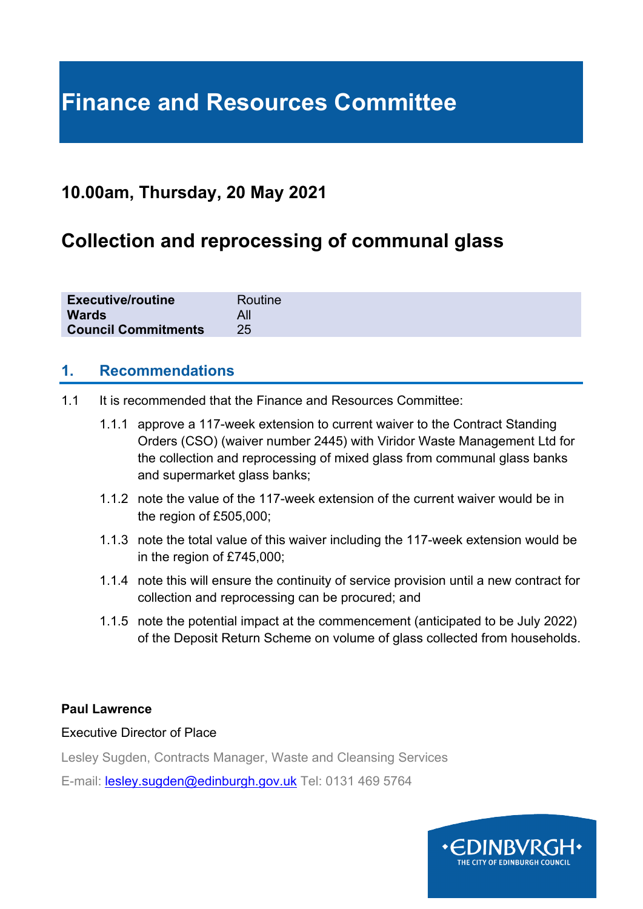# Finance and Resources Committee

## 10.00am, Thursday, 20 May 2021

## Collection and reprocessing of communal glass

| | |
|---|---|
| **Executive/routine** | Routine |
| **Wards** | All |
| **Council Commitments** | 25 |

## 1. Recommendations

1.1 It is recommended that the Finance and Resources Committee:

- 1.1.1 approve a 117-week extension to current waiver to the Contract Standing Orders (CSO) (waiver number 2445) with Viridor Waste Management Ltd for the collection and reprocessing of mixed glass from communal glass banks and supermarket glass banks;
- 1.1.2 note the value of the 117-week extension of the current waiver would be in the region of £505,000;
- 1.1.3 note the total value of this waiver including the 117-week extension would be in the region of £745,000;
- 1.1.4 note this will ensure the continuity of service provision until a new contract for collection and reprocessing can be procured; and
- 1.1.5 note the potential impact at the commencement (anticipated to be July 2022) of the Deposit Return Scheme on volume of glass collected from households.

**Paul Lawrence**

Executive Director of Place

Lesley Sugden, Contracts Manager, Waste and Cleansing Services

E-mail: lesley.sugden@edinburgh.gov.uk Tel: 0131 469 5764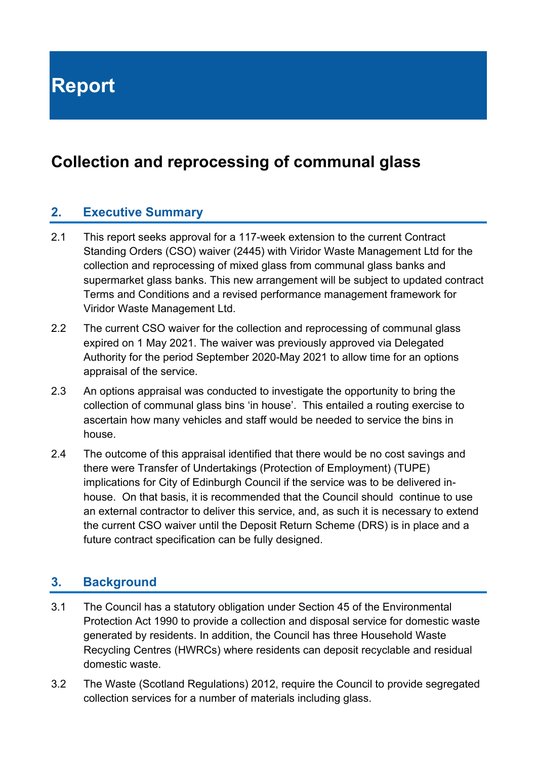# Report

## Collection and reprocessing of communal glass

### 2. Executive Summary

2.1 This report seeks approval for a 117-week extension to the current Contract Standing Orders (CSO) waiver (2445) with Viridor Waste Management Ltd for the collection and reprocessing of mixed glass from communal glass banks and supermarket glass banks. This new arrangement will be subject to updated contract Terms and Conditions and a revised performance management framework for Viridor Waste Management Ltd.

2.2 The current CSO waiver for the collection and reprocessing of communal glass expired on 1 May 2021. The waiver was previously approved via Delegated Authority for the period September 2020-May 2021 to allow time for an options appraisal of the service.

2.3 An options appraisal was conducted to investigate the opportunity to bring the collection of communal glass bins 'in house'. This entailed a routing exercise to ascertain how many vehicles and staff would be needed to service the bins in house.

2.4 The outcome of this appraisal identified that there would be no cost savings and there were Transfer of Undertakings (Protection of Employment) (TUPE) implications for City of Edinburgh Council if the service was to be delivered in-house. On that basis, it is recommended that the Council should continue to use an external contractor to deliver this service, and, as such it is necessary to extend the current CSO waiver until the Deposit Return Scheme (DRS) is in place and a future contract specification can be fully designed.

### 3. Background

3.1 The Council has a statutory obligation under Section 45 of the Environmental Protection Act 1990 to provide a collection and disposal service for domestic waste generated by residents. In addition, the Council has three Household Waste Recycling Centres (HWRCs) where residents can deposit recyclable and residual domestic waste.

3.2 The Waste (Scotland Regulations) 2012, require the Council to provide segregated collection services for a number of materials including glass.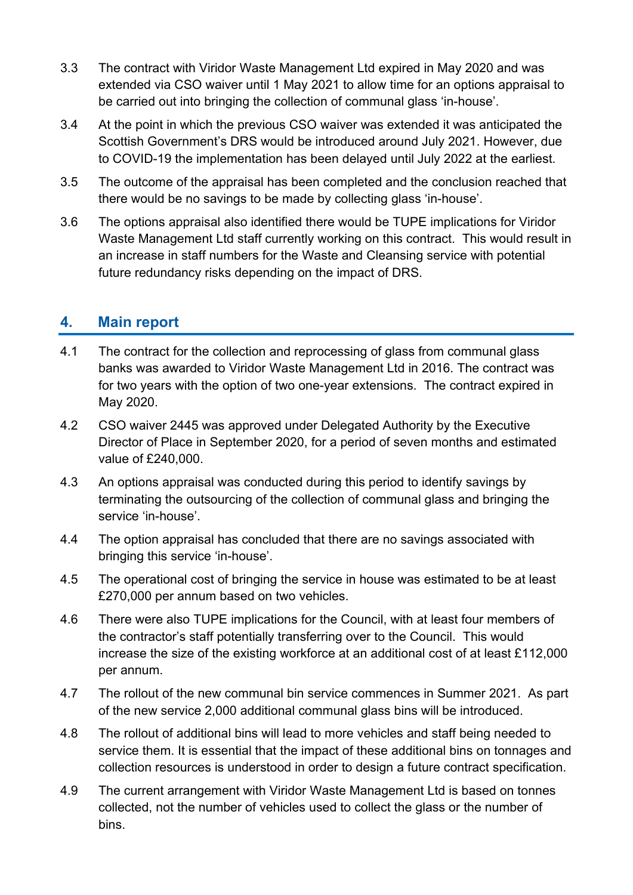3.3 The contract with Viridor Waste Management Ltd expired in May 2020 and was extended via CSO waiver until 1 May 2021 to allow time for an options appraisal to be carried out into bringing the collection of communal glass 'in-house'.

3.4 At the point in which the previous CSO waiver was extended it was anticipated the Scottish Government's DRS would be introduced around July 2021. However, due to COVID-19 the implementation has been delayed until July 2022 at the earliest.

3.5 The outcome of the appraisal has been completed and the conclusion reached that there would be no savings to be made by collecting glass 'in-house'.

3.6 The options appraisal also identified there would be TUPE implications for Viridor Waste Management Ltd staff currently working on this contract. This would result in an increase in staff numbers for the Waste and Cleansing service with potential future redundancy risks depending on the impact of DRS.

## 4. Main report

4.1 The contract for the collection and reprocessing of glass from communal glass banks was awarded to Viridor Waste Management Ltd in 2016. The contract was for two years with the option of two one-year extensions. The contract expired in May 2020.

4.2 CSO waiver 2445 was approved under Delegated Authority by the Executive Director of Place in September 2020, for a period of seven months and estimated value of £240,000.

4.3 An options appraisal was conducted during this period to identify savings by terminating the outsourcing of the collection of communal glass and bringing the service 'in-house'.

4.4 The option appraisal has concluded that there are no savings associated with bringing this service 'in-house'.

4.5 The operational cost of bringing the service in house was estimated to be at least £270,000 per annum based on two vehicles.

4.6 There were also TUPE implications for the Council, with at least four members of the contractor's staff potentially transferring over to the Council. This would increase the size of the existing workforce at an additional cost of at least £112,000 per annum.

4.7 The rollout of the new communal bin service commences in Summer 2021. As part of the new service 2,000 additional communal glass bins will be introduced.

4.8 The rollout of additional bins will lead to more vehicles and staff being needed to service them. It is essential that the impact of these additional bins on tonnages and collection resources is understood in order to design a future contract specification.

4.9 The current arrangement with Viridor Waste Management Ltd is based on tonnes collected, not the number of vehicles used to collect the glass or the number of bins.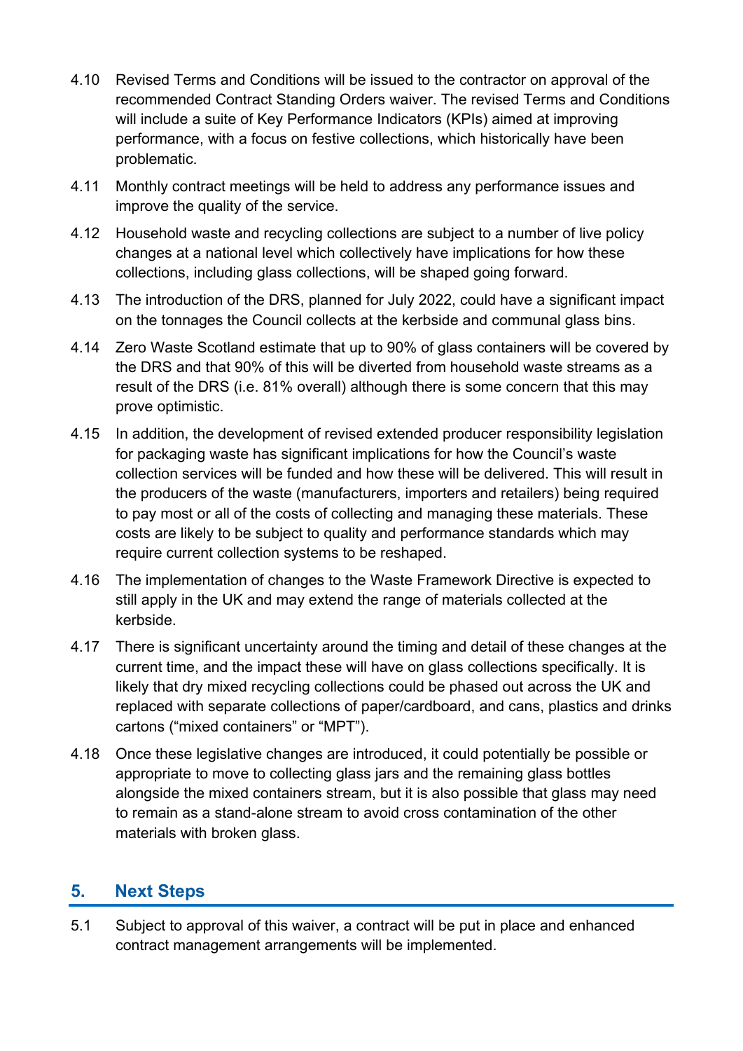4.10 Revised Terms and Conditions will be issued to the contractor on approval of the recommended Contract Standing Orders waiver. The revised Terms and Conditions will include a suite of Key Performance Indicators (KPIs) aimed at improving performance, with a focus on festive collections, which historically have been problematic.

4.11 Monthly contract meetings will be held to address any performance issues and improve the quality of the service.

4.12 Household waste and recycling collections are subject to a number of live policy changes at a national level which collectively have implications for how these collections, including glass collections, will be shaped going forward.

4.13 The introduction of the DRS, planned for July 2022, could have a significant impact on the tonnages the Council collects at the kerbside and communal glass bins.

4.14 Zero Waste Scotland estimate that up to 90% of glass containers will be covered by the DRS and that 90% of this will be diverted from household waste streams as a result of the DRS (i.e. 81% overall) although there is some concern that this may prove optimistic.

4.15 In addition, the development of revised extended producer responsibility legislation for packaging waste has significant implications for how the Council's waste collection services will be funded and how these will be delivered. This will result in the producers of the waste (manufacturers, importers and retailers) being required to pay most or all of the costs of collecting and managing these materials. These costs are likely to be subject to quality and performance standards which may require current collection systems to be reshaped.

4.16 The implementation of changes to the Waste Framework Directive is expected to still apply in the UK and may extend the range of materials collected at the kerbside.

4.17 There is significant uncertainty around the timing and detail of these changes at the current time, and the impact these will have on glass collections specifically. It is likely that dry mixed recycling collections could be phased out across the UK and replaced with separate collections of paper/cardboard, and cans, plastics and drinks cartons ("mixed containers" or "MPT").

4.18 Once these legislative changes are introduced, it could potentially be possible or appropriate to move to collecting glass jars and the remaining glass bottles alongside the mixed containers stream, but it is also possible that glass may need to remain as a stand-alone stream to avoid cross contamination of the other materials with broken glass.

## 5. Next Steps

5.1 Subject to approval of this waiver, a contract will be put in place and enhanced contract management arrangements will be implemented.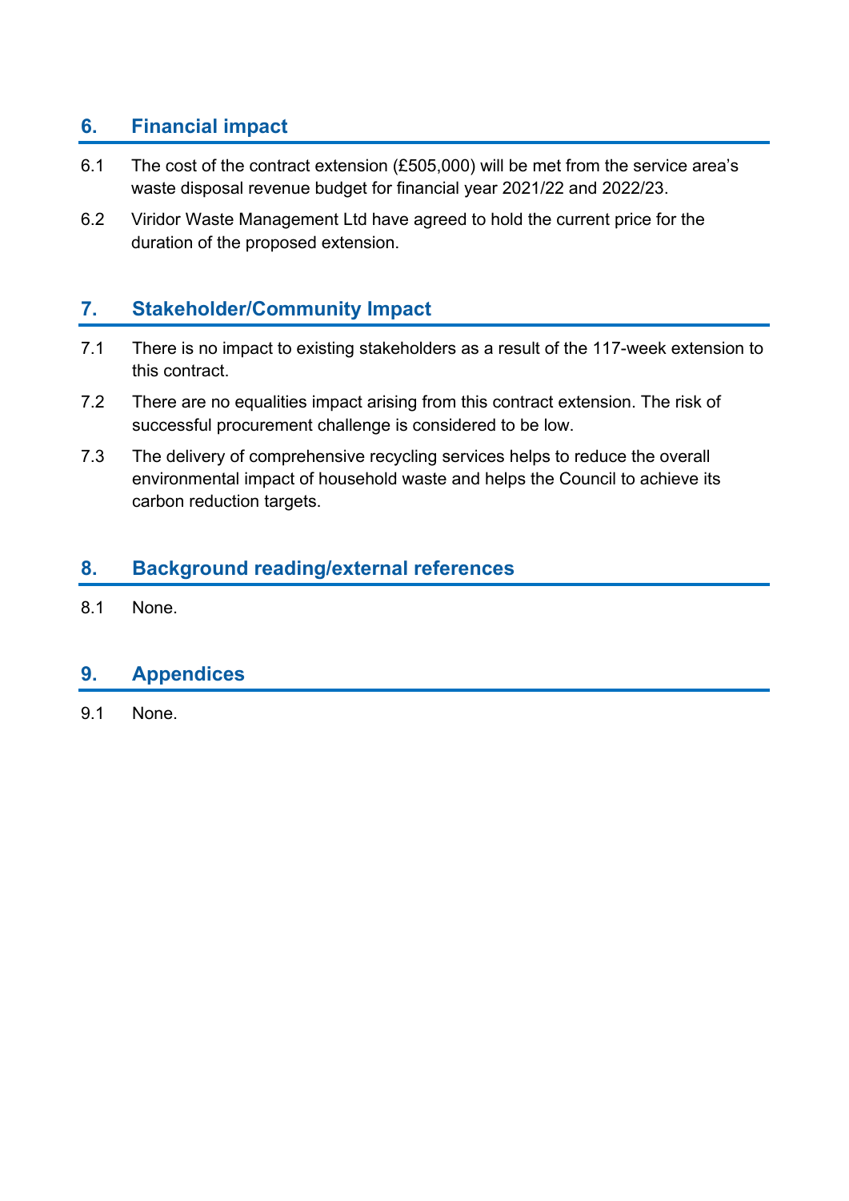## 6. Financial impact

6.1 The cost of the contract extension (£505,000) will be met from the service area's waste disposal revenue budget for financial year 2021/22 and 2022/23.

6.2 Viridor Waste Management Ltd have agreed to hold the current price for the duration of the proposed extension.

## 7. Stakeholder/Community Impact

7.1 There is no impact to existing stakeholders as a result of the 117-week extension to this contract.

7.2 There are no equalities impact arising from this contract extension. The risk of successful procurement challenge is considered to be low.

7.3 The delivery of comprehensive recycling services helps to reduce the overall environmental impact of household waste and helps the Council to achieve its carbon reduction targets.

## 8. Background reading/external references

8.1 None.

## 9. Appendices

9.1 None.